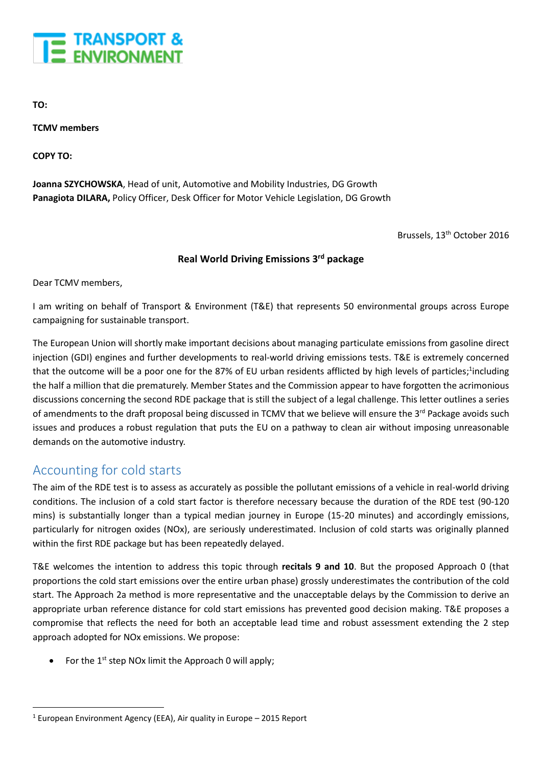**TRANSPORT & ENVIRONMENT**

**TO:**

**TCMV members**

**COPY TO:**

**Joanna SZYCHOWSKA**, Head of unit, Automotive and Mobility Industries, DG Growth
**Panagiota DILARA,** Policy Officer, Desk Officer for Motor Vehicle Legislation, DG Growth

Brussels, 13th October 2016

**Real World Driving Emissions 3rd package**

Dear TCMV members,

I am writing on behalf of Transport & Environment (T&E) that represents 50 environmental groups across Europe campaigning for sustainable transport.

The European Union will shortly make important decisions about managing particulate emissions from gasoline direct injection (GDI) engines and further developments to real-world driving emissions tests. T&E is extremely concerned that the outcome will be a poor one for the 87% of EU urban residents afflicted by high levels of particles;[1] including the half a million that die prematurely. Member States and the Commission appear to have forgotten the acrimonious discussions concerning the second RDE package that is still the subject of a legal challenge. This letter outlines a series of amendments to the draft proposal being discussed in TCMV that we believe will ensure the 3rd Package avoids such issues and produces a robust regulation that puts the EU on a pathway to clean air without imposing unreasonable demands on the automotive industry.

## Accounting for cold starts

The aim of the RDE test is to assess as accurately as possible the pollutant emissions of a vehicle in real-world driving conditions. The inclusion of a cold start factor is therefore necessary because the duration of the RDE test (90-120 mins) is substantially longer than a typical median journey in Europe (15-20 minutes) and accordingly emissions, particularly for nitrogen oxides (NOx), are seriously underestimated. Inclusion of cold starts was originally planned within the first RDE package but has been repeatedly delayed.

T&E welcomes the intention to address this topic through **recitals 9 and 10**. But the proposed Approach 0 (that proportions the cold start emissions over the entire urban phase) grossly underestimates the contribution of the cold start. The Approach 2a method is more representative and the unacceptable delays by the Commission to derive an appropriate urban reference distance for cold start emissions has prevented good decision making. T&E proposes a compromise that reflects the need for both an acceptable lead time and robust assessment extending the 2 step approach adopted for NOx emissions. We propose:

- For the 1st step NOx limit the Approach 0 will apply;

[1] European Environment Agency (EEA), Air quality in Europe – 2015 Report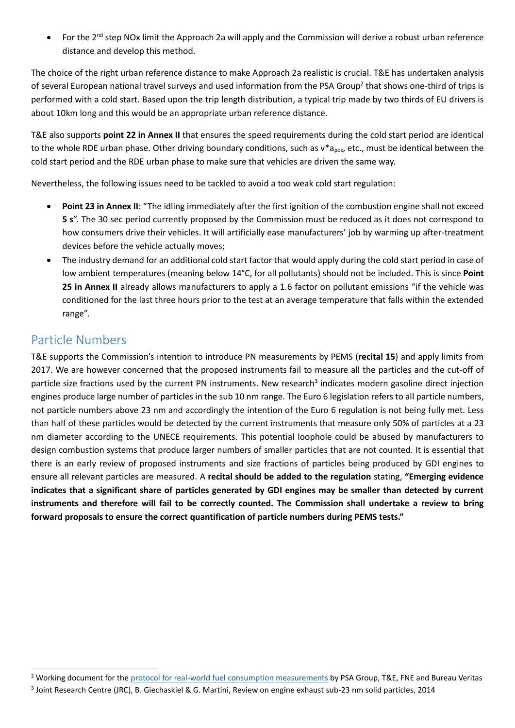- For the 2nd step NOx limit the Approach 2a will apply and the Commission will derive a robust urban reference distance and develop this method.

The choice of the right urban reference distance to make Approach 2a realistic is crucial. T&E has undertaken analysis of several European national travel surveys and used information from the PSA Group[2] that shows one-third of trips is performed with a cold start. Based upon the trip length distribution, a typical trip made by two thirds of EU drivers is about 10km long and this would be an appropriate urban reference distance.

T&E also supports **point 22 in Annex II** that ensures the speed requirements during the cold start period are identical to the whole RDE urban phase. Other driving boundary conditions, such as $v*a_{pos}$, etc., must be identical between the cold start period and the RDE urban phase to make sure that vehicles are driven the same way.

Nevertheless, the following issues need to be tackled to avoid a too weak cold start regulation:

- **Point 23 in Annex II**: "The idling immediately after the first ignition of the combustion engine shall not exceed **5 s**". The 30 sec period currently proposed by the Commission must be reduced as it does not correspond to how consumers drive their vehicles. It will artificially ease manufacturers' job by warming up after-treatment devices before the vehicle actually moves;
- The industry demand for an additional cold start factor that would apply during the cold start period in case of low ambient temperatures (meaning below 14°C, for all pollutants) should not be included. This is since **Point 25 in Annex II** already allows manufacturers to apply a 1.6 factor on pollutant emissions "if the vehicle was conditioned for the last three hours prior to the test at an average temperature that falls within the extended range".

## Particle Numbers

T&E supports the Commission's intention to introduce PN measurements by PEMS (**recital 15**) and apply limits from 2017. We are however concerned that the proposed instruments fail to measure all the particles and the cut-off of particle size fractions used by the current PN instruments. New research[3] indicates modern gasoline direct injection engines produce large number of particles in the sub 10 nm range. The Euro 6 legislation refers to all particle numbers, not particle numbers above 23 nm and accordingly the intention of the Euro 6 regulation is not being fully met. Less than half of these particles would be detected by the current instruments that measure only 50% of particles at a 23 nm diameter according to the UNECE requirements. This potential loophole could be abused by manufacturers to design combustion systems that produce larger numbers of smaller particles that are not counted. It is essential that there is an early review of proposed instruments and size fractions of particles being produced by GDI engines to ensure all relevant particles are measured. A **recital should be added to the regulation** stating, **"Emerging evidence indicates that a significant share of particles generated by GDI engines may be smaller than detected by current instruments and therefore will fail to be correctly counted. The Commission shall undertake a review to bring forward proposals to ensure the correct quantification of particle numbers during PEMS tests."**

---

[2] Working document for the protocol for real-world fuel consumption measurements by PSA Group, T&E, FNE and Bureau Veritas

[3] Joint Research Centre (JRC), B. Giechaskiel & G. Martini, Review on engine exhaust sub-23 nm solid particles, 2014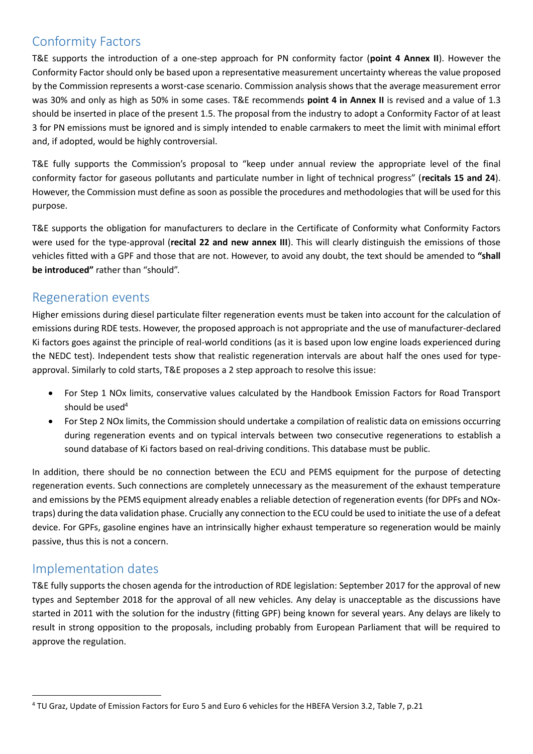## Conformity Factors

T&E supports the introduction of a one-step approach for PN conformity factor (**point 4 Annex II**). However the Conformity Factor should only be based upon a representative measurement uncertainty whereas the value proposed by the Commission represents a worst-case scenario. Commission analysis shows that the average measurement error was 30% and only as high as 50% in some cases. T&E recommends **point 4 in Annex II** is revised and a value of 1.3 should be inserted in place of the present 1.5. The proposal from the industry to adopt a Conformity Factor of at least 3 for PN emissions must be ignored and is simply intended to enable carmakers to meet the limit with minimal effort and, if adopted, would be highly controversial.

T&E fully supports the Commission's proposal to "keep under annual review the appropriate level of the final conformity factor for gaseous pollutants and particulate number in light of technical progress" (**recitals 15 and 24**). However, the Commission must define as soon as possible the procedures and methodologies that will be used for this purpose.

T&E supports the obligation for manufacturers to declare in the Certificate of Conformity what Conformity Factors were used for the type-approval (**recital 22 and new annex III**). This will clearly distinguish the emissions of those vehicles fitted with a GPF and those that are not. However, to avoid any doubt, the text should be amended to **"shall be introduced"** rather than "should".

## Regeneration events

Higher emissions during diesel particulate filter regeneration events must be taken into account for the calculation of emissions during RDE tests. However, the proposed approach is not appropriate and the use of manufacturer-declared Ki factors goes against the principle of real-world conditions (as it is based upon low engine loads experienced during the NEDC test). Independent tests show that realistic regeneration intervals are about half the ones used for type-approval. Similarly to cold starts, T&E proposes a 2 step approach to resolve this issue:

- For Step 1 NOx limits, conservative values calculated by the Handbook Emission Factors for Road Transport should be used[4]
- For Step 2 NOx limits, the Commission should undertake a compilation of realistic data on emissions occurring during regeneration events and on typical intervals between two consecutive regenerations to establish a sound database of Ki factors based on real-driving conditions. This database must be public.

In addition, there should be no connection between the ECU and PEMS equipment for the purpose of detecting regeneration events. Such connections are completely unnecessary as the measurement of the exhaust temperature and emissions by the PEMS equipment already enables a reliable detection of regeneration events (for DPFs and NOx-traps) during the data validation phase. Crucially any connection to the ECU could be used to initiate the use of a defeat device. For GPFs, gasoline engines have an intrinsically higher exhaust temperature so regeneration would be mainly passive, thus this is not a concern.

## Implementation dates

T&E fully supports the chosen agenda for the introduction of RDE legislation: September 2017 for the approval of new types and September 2018 for the approval of all new vehicles. Any delay is unacceptable as the discussions have started in 2011 with the solution for the industry (fitting GPF) being known for several years. Any delays are likely to result in strong opposition to the proposals, including probably from European Parliament that will be required to approve the regulation.

---

[4] TU Graz, Update of Emission Factors for Euro 5 and Euro 6 vehicles for the HBEFA Version 3.2, Table 7, p.21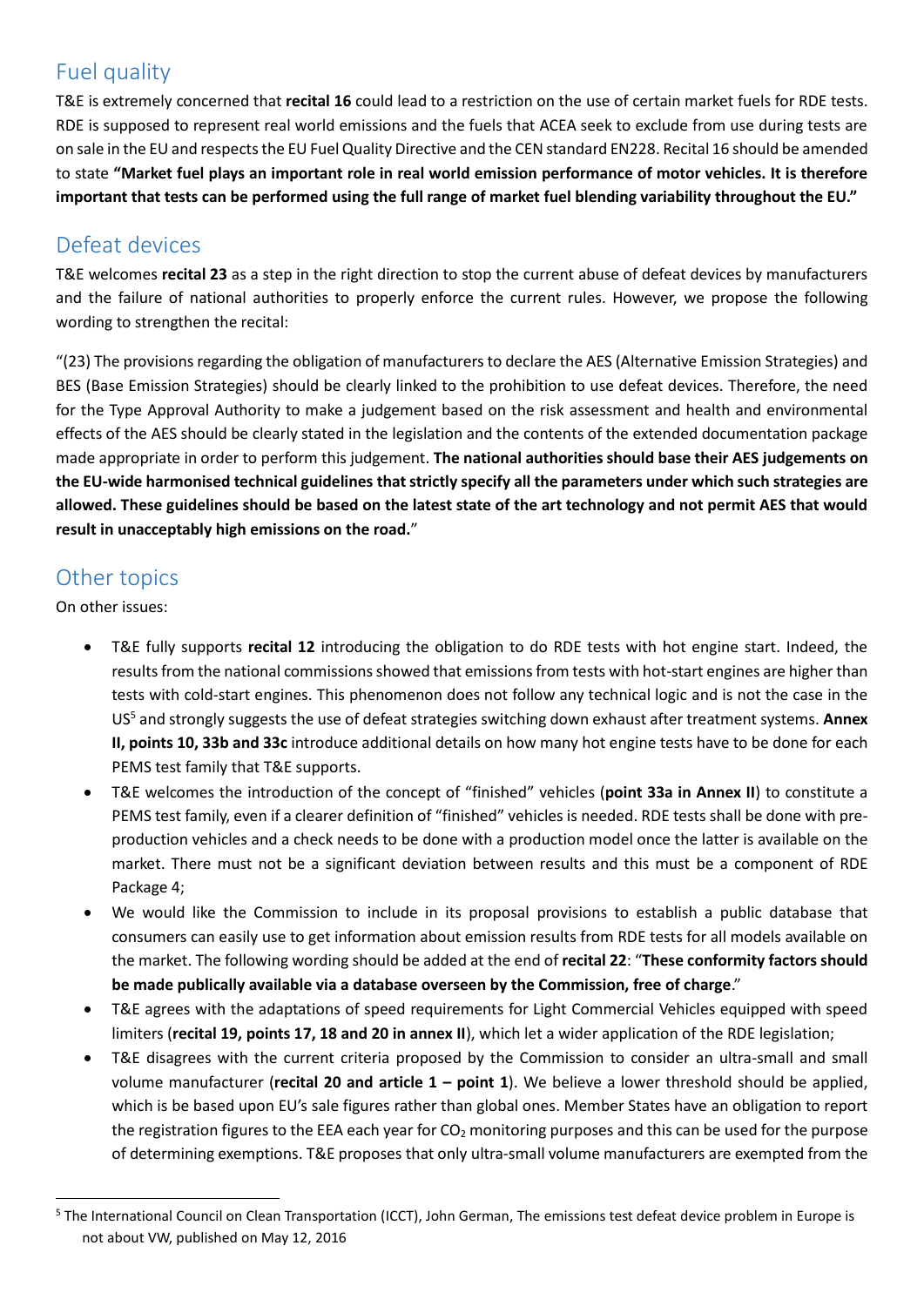## Fuel quality

T&E is extremely concerned that **recital 16** could lead to a restriction on the use of certain market fuels for RDE tests. RDE is supposed to represent real world emissions and the fuels that ACEA seek to exclude from use during tests are on sale in the EU and respects the EU Fuel Quality Directive and the CEN standard EN228. Recital 16 should be amended to state **"Market fuel plays an important role in real world emission performance of motor vehicles. It is therefore important that tests can be performed using the full range of market fuel blending variability throughout the EU."**

## Defeat devices

T&E welcomes **recital 23** as a step in the right direction to stop the current abuse of defeat devices by manufacturers and the failure of national authorities to properly enforce the current rules. However, we propose the following wording to strengthen the recital:

"(23) The provisions regarding the obligation of manufacturers to declare the AES (Alternative Emission Strategies) and BES (Base Emission Strategies) should be clearly linked to the prohibition to use defeat devices. Therefore, the need for the Type Approval Authority to make a judgement based on the risk assessment and health and environmental effects of the AES should be clearly stated in the legislation and the contents of the extended documentation package made appropriate in order to perform this judgement. **The national authorities should base their AES judgements on the EU-wide harmonised technical guidelines that strictly specify all the parameters under which such strategies are allowed. These guidelines should be based on the latest state of the art technology and not permit AES that would result in unacceptably high emissions on the road.**"

## Other topics

On other issues:

- T&E fully supports **recital 12** introducing the obligation to do RDE tests with hot engine start. Indeed, the results from the national commissions showed that emissions from tests with hot-start engines are higher than tests with cold-start engines. This phenomenon does not follow any technical logic and is not the case in the US[5] and strongly suggests the use of defeat strategies switching down exhaust after treatment systems. **Annex II, points 10, 33b and 33c** introduce additional details on how many hot engine tests have to be done for each PEMS test family that T&E supports.
- T&E welcomes the introduction of the concept of "finished" vehicles (**point 33a in Annex II**) to constitute a PEMS test family, even if a clearer definition of "finished" vehicles is needed. RDE tests shall be done with pre-production vehicles and a check needs to be done with a production model once the latter is available on the market. There must not be a significant deviation between results and this must be a component of RDE Package 4;
- We would like the Commission to include in its proposal provisions to establish a public database that consumers can easily use to get information about emission results from RDE tests for all models available on the market. The following wording should be added at the end of **recital 22**: "**These conformity factors should be made publically available via a database overseen by the Commission, free of charge**."
- T&E agrees with the adaptations of speed requirements for Light Commercial Vehicles equipped with speed limiters (**recital 19, points 17, 18 and 20 in annex II**), which let a wider application of the RDE legislation;
- T&E disagrees with the current criteria proposed by the Commission to consider an ultra-small and small volume manufacturer (**recital 20 and article 1 – point 1**). We believe a lower threshold should be applied, which is be based upon EU's sale figures rather than global ones. Member States have an obligation to report the registration figures to the EEA each year for $CO_2$ monitoring purposes and this can be used for the purpose of determining exemptions. T&E proposes that only ultra-small volume manufacturers are exempted from the

[5] The International Council on Clean Transportation (ICCT), John German, The emissions test defeat device problem in Europe is not about VW, published on May 12, 2016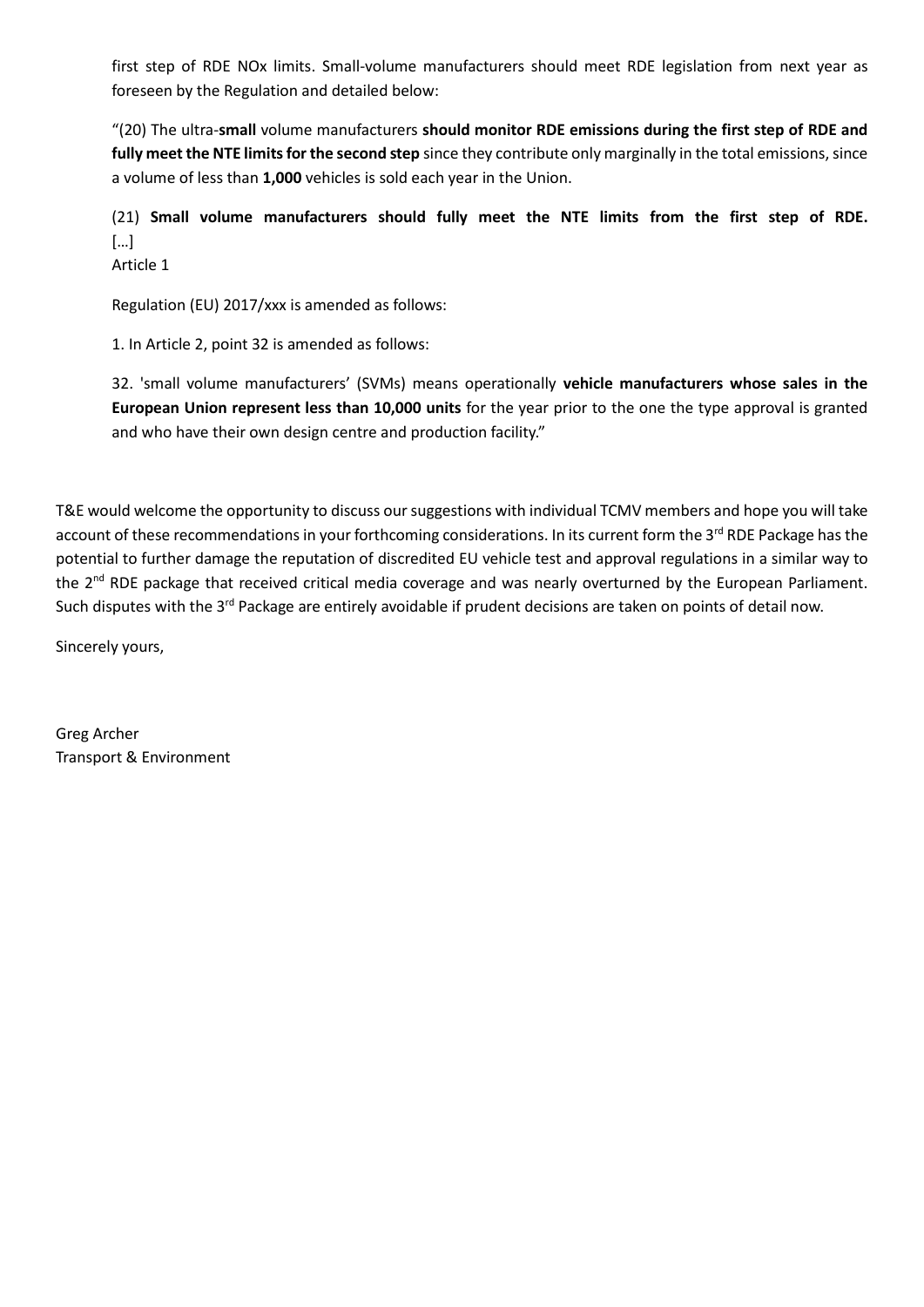first step of RDE NOx limits. Small-volume manufacturers should meet RDE legislation from next year as foreseen by the Regulation and detailed below:

"(20) The ultra-**small** volume manufacturers **should monitor RDE emissions during the first step of RDE and fully meet the NTE limits for the second step** since they contribute only marginally in the total emissions, since a volume of less than **1,000** vehicles is sold each year in the Union.

(21) **Small volume manufacturers should fully meet the NTE limits from the first step of RDE.**
[…]
Article 1

Regulation (EU) 2017/xxx is amended as follows:

1. In Article 2, point 32 is amended as follows:

32. 'small volume manufacturers' (SVMs) means operationally **vehicle manufacturers whose sales in the European Union represent less than 10,000 units** for the year prior to the one the type approval is granted and who have their own design centre and production facility."

T&E would welcome the opportunity to discuss our suggestions with individual TCMV members and hope you will take account of these recommendations in your forthcoming considerations. In its current form the 3rd RDE Package has the potential to further damage the reputation of discredited EU vehicle test and approval regulations in a similar way to the 2nd RDE package that received critical media coverage and was nearly overturned by the European Parliament. Such disputes with the 3rd Package are entirely avoidable if prudent decisions are taken on points of detail now.

Sincerely yours,

Greg Archer
Transport & Environment